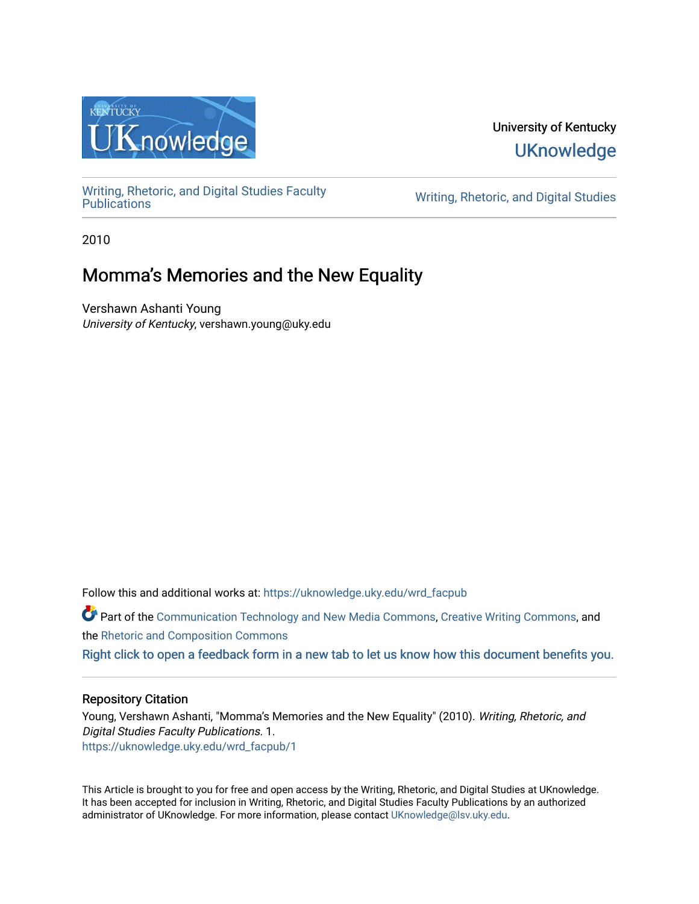University of Kentucky
UKnowledge

Writing, Rhetoric, and Digital Studies Faculty Publications

Writing, Rhetoric, and Digital Studies

2010

# Momma's Memories and the New Equality

Vershawn Ashanti Young
*University of Kentucky*, vershawn.young@uky.edu

Follow this and additional works at: https://uknowledge.uky.edu/wrd_facpub

Part of the Communication Technology and New Media Commons, Creative Writing Commons, and the Rhetoric and Composition Commons

Right click to open a feedback form in a new tab to let us know how this document benefits you.

## Repository Citation

Young, Vershawn Ashanti, "Momma's Memories and the New Equality" (2010). *Writing, Rhetoric, and Digital Studies Faculty Publications*. 1.
https://uknowledge.uky.edu/wrd_facpub/1

This Article is brought to you for free and open access by the Writing, Rhetoric, and Digital Studies at UKnowledge. It has been accepted for inclusion in Writing, Rhetoric, and Digital Studies Faculty Publications by an authorized administrator of UKnowledge. For more information, please contact UKnowledge@lsv.uky.edu.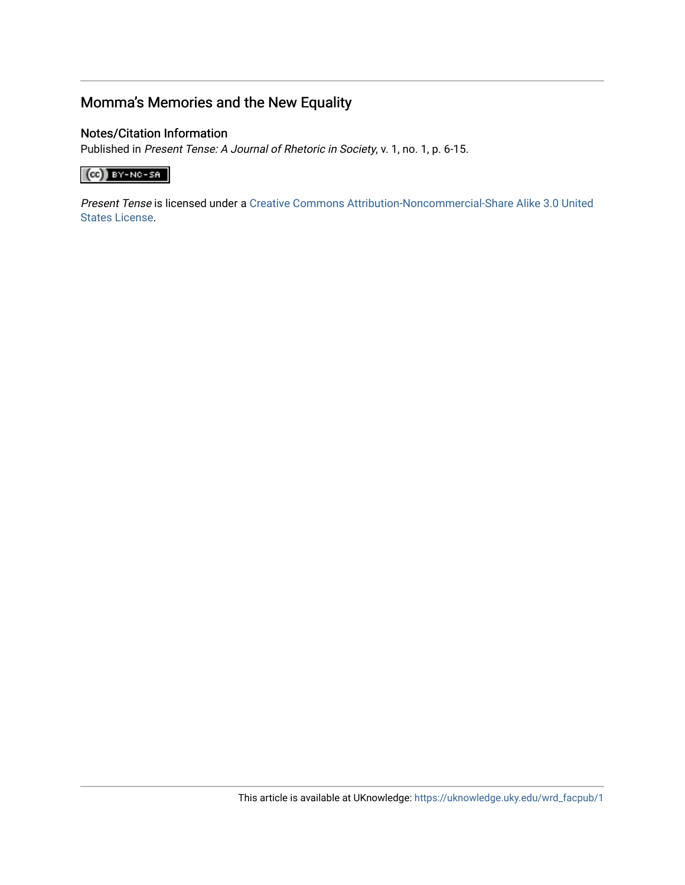## Momma's Memories and the New Equality

### Notes/Citation Information

Published in *Present Tense: A Journal of Rhetoric in Society*, v. 1, no. 1, p. 6-15.

*Present Tense* is licensed under a Creative Commons Attribution-Noncommercial-Share Alike 3.0 United States License.

This article is available at UKnowledge: https://uknowledge.uky.edu/wrd_facpub/1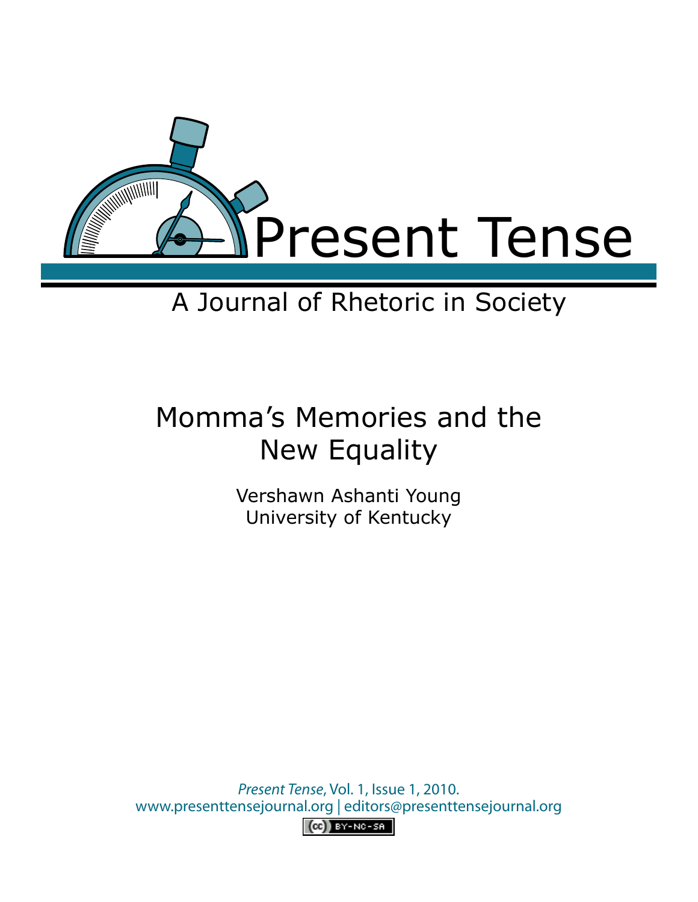# Present Tense

A Journal of Rhetoric in Society

## Momma's Memories and the New Equality

Vershawn Ashanti Young
University of Kentucky

*Present Tense*, Vol. 1, Issue 1, 2010.
www.presenttensejournal.org | editors@presenttensejournal.org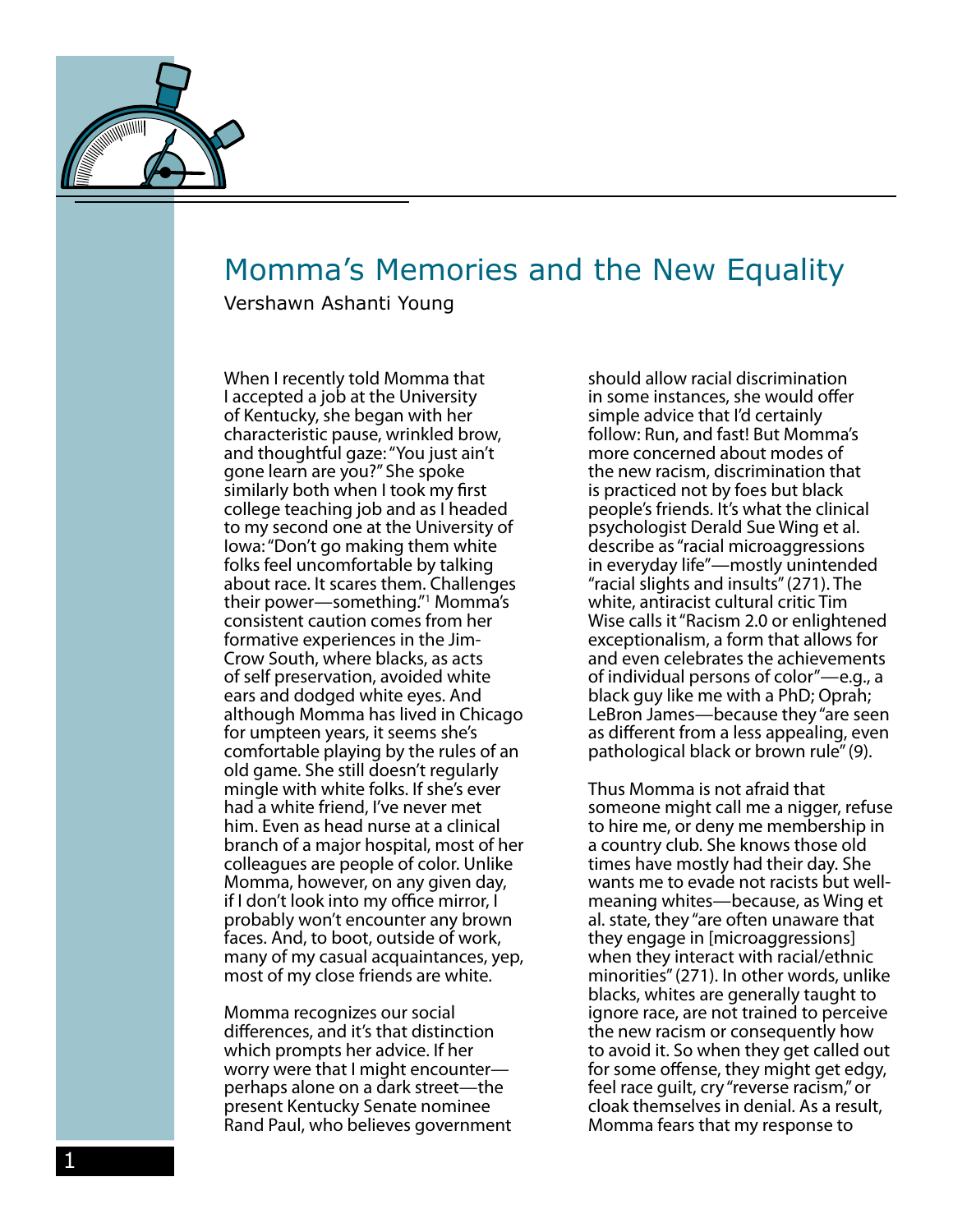# Momma's Memories and the New Equality

Vershawn Ashanti Young

When I recently told Momma that I accepted a job at the University of Kentucky, she began with her characteristic pause, wrinkled brow, and thoughtful gaze: "You just ain't gone learn are you?" She spoke similarly both when I took my first college teaching job and as I headed to my second one at the University of Iowa: "Don't go making them white folks feel uncomfortable by talking about race. It scares them. Challenges their power—something."[1] Momma's consistent caution comes from her formative experiences in the Jim-Crow South, where blacks, as acts of self preservation, avoided white ears and dodged white eyes. And although Momma has lived in Chicago for umpteen years, it seems she's comfortable playing by the rules of an old game. She still doesn't regularly mingle with white folks. If she's ever had a white friend, I've never met him. Even as head nurse at a clinical branch of a major hospital, most of her colleagues are people of color. Unlike Momma, however, on any given day, if I don't look into my office mirror, I probably won't encounter any brown faces. And, to boot, outside of work, many of my casual acquaintances, yep, most of my close friends are white.

Momma recognizes our social differences, and it's that distinction which prompts her advice. If her worry were that I might encounter—perhaps alone on a dark street—the present Kentucky Senate nominee Rand Paul, who believes government should allow racial discrimination in some instances, she would offer simple advice that I'd certainly follow: Run, and fast! But Momma's more concerned about modes of the new racism, discrimination that is practiced not by foes but black people's friends. It's what the clinical psychologist Derald Sue Wing et al. describe as "racial microaggressions in everyday life"—mostly unintended "racial slights and insults" (271). The white, antiracist cultural critic Tim Wise calls it "Racism 2.0 or enlightened exceptionalism, a form that allows for and even celebrates the achievements of individual persons of color"—e.g., a black guy like me with a PhD; Oprah; LeBron James—because they "are seen as different from a less appealing, even pathological black or brown rule" (9).

Thus Momma is not afraid that someone might call me a nigger, refuse to hire me, or deny me membership in a country club. She knows those old times have mostly had their day. She wants me to evade not racists but well-meaning whites—because, as Wing et al. state, they "are often unaware that they engage in [microaggressions] when they interact with racial/ethnic minorities" (271). In other words, unlike blacks, whites are generally taught to ignore race, are not trained to perceive the new racism or consequently how to avoid it. So when they get called out for some offense, they might get edgy, feel race guilt, cry "reverse racism," or cloak themselves in denial. As a result, Momma fears that my response to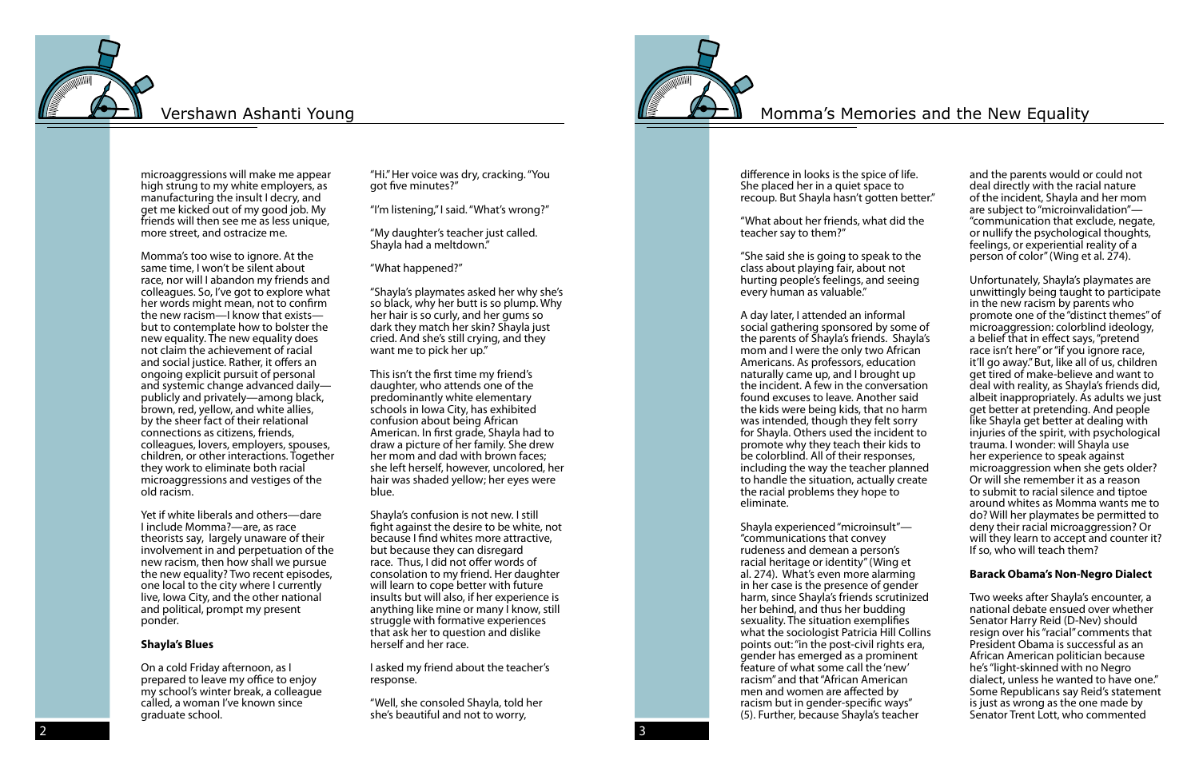microaggressions will make me appear high strung to my white employers, as manufacturing the insult I decry, and get me kicked out of my good job. My friends will then see me as less unique, more street, and ostracize me.

Momma's too wise to ignore. At the same time, I won't be silent about race, nor will I abandon my friends and colleagues. So, I've got to explore what her words might mean, not to confirm the new racism—I know that exists—but to contemplate how to bolster the new equality. The new equality does not claim the achievement of racial and social justice. Rather, it offers an ongoing explicit pursuit of personal and systemic change advanced daily—publicly and privately—among black, brown, red, yellow, and white allies, by the sheer fact of their relational connections as citizens, friends, colleagues, lovers, employers, spouses, children, or other interactions. Together they work to eliminate both racial microaggressions and vestiges of the old racism.

Yet if white liberals and others—dare I include Momma?—are, as race theorists say, largely unaware of their involvement in and perpetuation of the new racism, then how shall we pursue the new equality? Two recent episodes, one local to the city where I currently live, Iowa City, and the other national and political, prompt my present ponder.

**Shayla's Blues**

On a cold Friday afternoon, as I prepared to leave my office to enjoy my school's winter break, a colleague called, a woman I've known since graduate school.

"Hi." Her voice was dry, cracking. "You got five minutes?"

"I'm listening," I said. "What's wrong?"

"My daughter's teacher just called. Shayla had a meltdown."

"What happened?"

"Shayla's playmates asked her why she's so black, why her butt is so plump. Why her hair is so curly, and her gums so dark they match her skin? Shayla just cried. And she's still crying, and they want me to pick her up."

This isn't the first time my friend's daughter, who attends one of the predominantly white elementary schools in Iowa City, has exhibited confusion about being African American. In first grade, Shayla had to draw a picture of her family. She drew her mom and dad with brown faces; she left herself, however, uncolored, her hair was shaded yellow; her eyes were blue.

Shayla's confusion is not new. I still fight against the desire to be white, not because I find whites more attractive, but because they can disregard race. Thus, I did not offer words of consolation to my friend. Her daughter will learn to cope better with future insults but will also, if her experience is anything like mine or many I know, still struggle with formative experiences that ask her to question and dislike herself and her race.

I asked my friend about the teacher's response.

"Well, she consoled Shayla, told her she's beautiful and not to worry, difference in looks is the spice of life. She placed her in a quiet space to recoup. But Shayla hasn't gotten better."

"What about her friends, what did the teacher say to them?"

"She said she is going to speak to the class about playing fair, about not hurting people's feelings, and seeing every human as valuable."

A day later, I attended an informal social gathering sponsored by some of the parents of Shayla's friends. Shayla's mom and I were the only two African Americans. As professors, education naturally came up, and I brought up the incident. A few in the conversation found excuses to leave. Another said the kids were being kids, that no harm was intended, though they felt sorry for Shayla. Others used the incident to promote why they teach their kids to be colorblind. All of their responses, including the way the teacher planned to handle the situation, actually create the racial problems they hope to eliminate.

Shayla experienced "microinsult"—"communications that convey rudeness and demean a person's racial heritage or identity" (Wing et al. 274). What's even more alarming in her case is the presence of gender harm, since Shayla's friends scrutinized her behind, and thus her budding sexuality. The situation exemplifies what the sociologist Patricia Hill Collins points out: "in the post-civil rights era, gender has emerged as a prominent feature of what some call the 'new' racism" and that "African American men and women are affected by racism but in gender-specific ways" (5). Further, because Shayla's teacher and the parents would or could not deal directly with the racial nature of the incident, Shayla and her mom are subject to "microinvalidation"—"communication that exclude, negate, or nullify the psychological thoughts, feelings, or experiential reality of a person of color" (Wing et al. 274).

Unfortunately, Shayla's playmates are unwittingly being taught to participate in the new racism by parents who promote one of the "distinct themes" of microaggression: colorblind ideology, a belief that in effect says, "pretend race isn't here" or "if you ignore race, it'll go away." But, like all of us, children get tired of make-believe and want to deal with reality, as Shayla's friends did, albeit inappropriately. As adults we just get better at pretending. And people like Shayla get better at dealing with injuries of the spirit, with psychological trauma. I wonder: will Shayla use her experience to speak against microaggression when she gets older? Or will she remember it as a reason to submit to racial silence and tiptoe around whites as Momma wants me to do? Will her playmates be permitted to deny their racial microaggression? Or will they learn to accept and counter it? If so, who will teach them?

**Barack Obama's Non-Negro Dialect**

Two weeks after Shayla's encounter, a national debate ensued over whether Senator Harry Reid (D-Nev) should resign over his "racial" comments that President Obama is successful as an African American politician because he's "light-skinned with no Negro dialect, unless he wanted to have one." Some Republicans say Reid's statement is just as wrong as the one made by Senator Trent Lott, who commented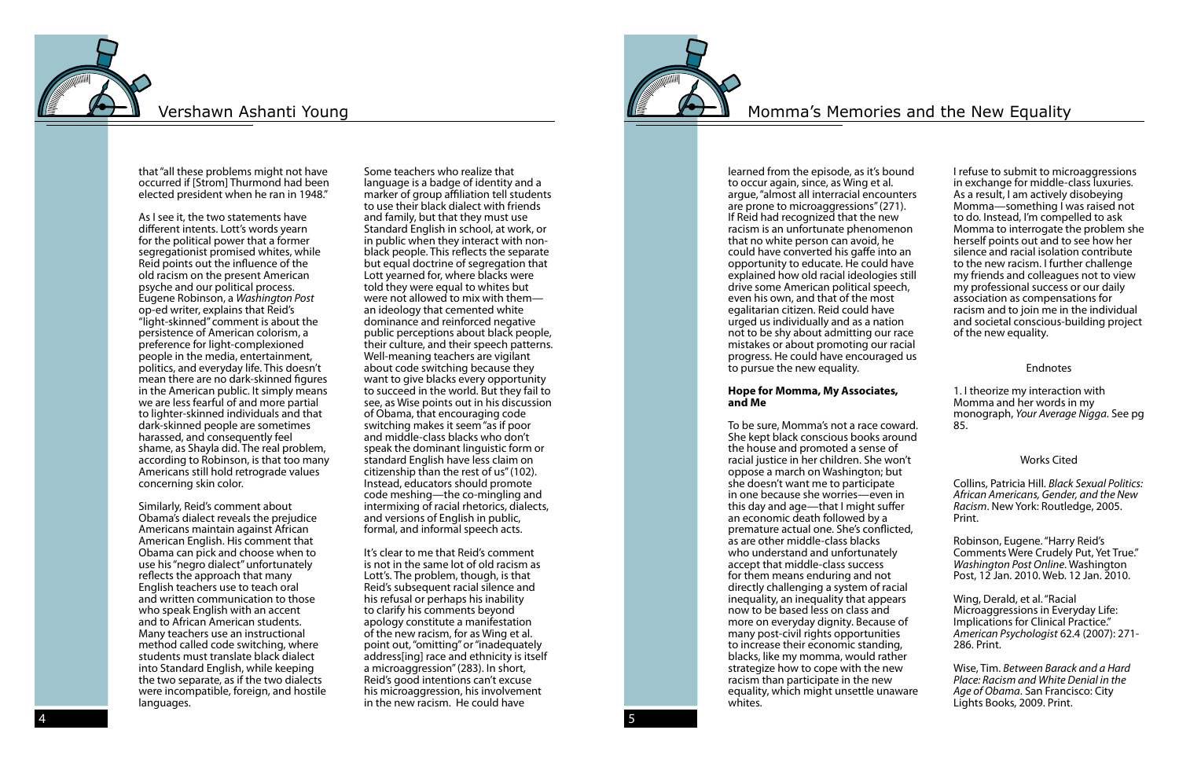that "all these problems might not have occurred if [Strom] Thurmond had been elected president when he ran in 1948."

As I see it, the two statements have different intents. Lott's words yearn for the political power that a former segregationist promised whites, while Reid points out the influence of the old racism on the present American psyche and our political process. Eugene Robinson, a *Washington Post* op-ed writer, explains that Reid's "light-skinned" comment is about the persistence of American colorism, a preference for light-complexioned people in the media, entertainment, politics, and everyday life. This doesn't mean there are no dark-skinned figures in the American public. It simply means we are less fearful of and more partial to lighter-skinned individuals and that dark-skinned people are sometimes harassed, and consequently feel shame, as Shayla did. The real problem, according to Robinson, is that too many Americans still hold retrograde values concerning skin color.

Similarly, Reid's comment about Obama's dialect reveals the prejudice Americans maintain against African American English. His comment that Obama can pick and choose when to use his "negro dialect" unfortunately reflects the approach that many English teachers use to teach oral and written communication to those who speak English with an accent and to African American students. Many teachers use an instructional method called code switching, where students must translate black dialect into Standard English, while keeping the two separate, as if the two dialects were incompatible, foreign, and hostile languages.

Some teachers who realize that language is a badge of identity and a marker of group affiliation tell students to use their black dialect with friends and family, but that they must use Standard English in school, at work, or in public when they interact with non-black people. This reflects the separate but equal doctrine of segregation that Lott yearned for, where blacks were told they were equal to whites but were not allowed to mix with them—an ideology that cemented white dominance and reinforced negative public perceptions about black people, their culture, and their speech patterns. Well-meaning teachers are vigilant about code switching because they want to give blacks every opportunity to succeed in the world. But they fail to see, as Wise points out in his discussion of Obama, that encouraging code switching makes it seem "as if poor and middle-class blacks who don't speak the dominant linguistic form or standard English have less claim on citizenship than the rest of us" (102). Instead, educators should promote code meshing—the co-mingling and intermixing of racial rhetorics, dialects, and versions of English in public, formal, and informal speech acts.

It's clear to me that Reid's comment is not in the same lot of old racism as Lott's. The problem, though, is that Reid's subsequent racial silence and his refusal or perhaps his inability to clarify his comments beyond apology constitute a manifestation of the new racism, for as Wing et al. point out, "omitting" or "inadequately address[ing] race and ethnicity is itself a microaggression" (283). In short, Reid's good intentions can't excuse his microaggression, his involvement in the new racism. He could have learned from the episode, as it's bound to occur again, since, as Wing et al. argue, "almost all interracial encounters are prone to microaggressions" (271). If Reid had recognized that the new racism is an unfortunate phenomenon that no white person can avoid, he could have converted his gaffe into an opportunity to educate. He could have explained how old racial ideologies still drive some American political speech, even his own, and that of the most egalitarian citizen. Reid could have urged us individually and as a nation not to be shy about admitting our race mistakes or about promoting our racial progress. He could have encouraged us to pursue the new equality.

**Hope for Momma, My Associates, and Me**

To be sure, Momma's not a race coward. She kept black conscious books around the house and promoted a sense of racial justice in her children. She won't oppose a march on Washington; but she doesn't want me to participate in one because she worries—even in this day and age—that I might suffer an economic death followed by a premature actual one. She's conflicted, as are other middle-class blacks who understand and unfortunately accept that middle-class success for them means enduring and not directly challenging a system of racial inequality, an inequality that appears now to be based less on class and more on everyday dignity. Because of many post-civil rights opportunities to increase their economic standing, blacks, like my momma, would rather strategize how to cope with the new racism than participate in the new equality, which might unsettle unaware whites.

I refuse to submit to microaggressions in exchange for middle-class luxuries. As a result, I am actively disobeying Momma—something I was raised not to do. Instead, I'm compelled to ask Momma to interrogate the problem she herself points out and to see how her silence and racial isolation contribute to the new racism. I further challenge my friends and colleagues not to view my professional success or our daily association as compensations for racism and to join me in the individual and societal conscious-building project of the new equality.

## Endnotes

1. I theorize my interaction with Momma and her words in my monograph, *Your Average Nigga*. See pg 85.

## Works Cited

Collins, Patricia Hill. *Black Sexual Politics: African Americans, Gender, and the New Racism*. New York: Routledge, 2005. Print.

Robinson, Eugene. "Harry Reid's Comments Were Crudely Put, Yet True." *Washington Post Online*. Washington Post, 12 Jan. 2010. Web. 12 Jan. 2010.

Wing, Derald, et al. "Racial Microaggressions in Everyday Life: Implications for Clinical Practice." *American Psychologist* 62.4 (2007): 271-286. Print.

Wise, Tim. *Between Barack and a Hard Place: Racism and White Denial in the Age of Obama*. San Francisco: City Lights Books, 2009. Print.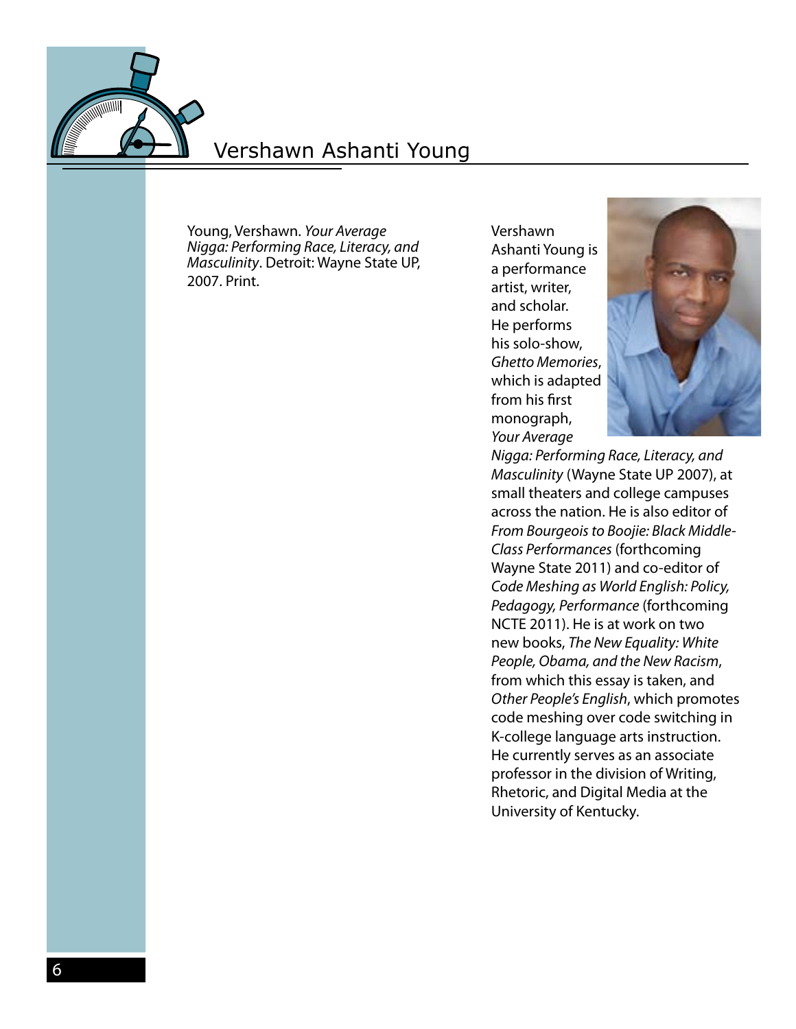## Vershawn Ashanti Young

Young, Vershawn. *Your Average Nigga: Performing Race, Literacy, and Masculinity*. Detroit: Wayne State UP, 2007. Print.

Vershawn Ashanti Young is a performance artist, writer, and scholar. He performs his solo-show, *Ghetto Memories*, which is adapted from his first monograph, *Your Average Nigga: Performing Race, Literacy, and Masculinity* (Wayne State UP 2007), at small theaters and college campuses across the nation. He is also editor of *From Bourgeois to Boojie: Black Middle-Class Performances* (forthcoming Wayne State 2011) and co-editor of *Code Meshing as World English: Policy, Pedagogy, Performance* (forthcoming NCTE 2011). He is at work on two new books, *The New Equality: White People, Obama, and the New Racism*, from which this essay is taken, and *Other People's English*, which promotes code meshing over code switching in K-college language arts instruction. He currently serves as an associate professor in the division of Writing, Rhetoric, and Digital Media at the University of Kentucky.